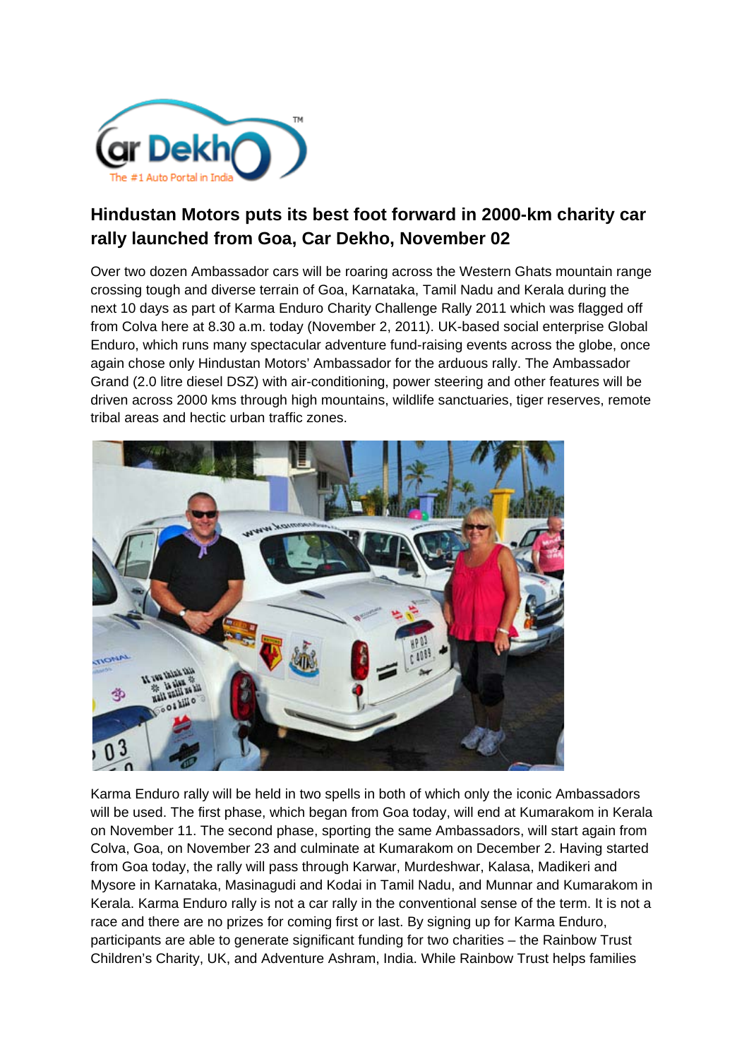# Hindustan Motors puts its best foot forward in 2000-km charity car rally launched from Goa, Car Dekho, November 02

Over two dozen Ambassador cars will be roaring across the Western Ghats mountain range crossing tough and diverse terrain of Goa, Karnataka, Tamil Nadu and Kerala during the next 10 days as part of Karma Enduro Charity Challenge Rally 2011 which was flagged off from Colva here at 8.30 a.m. today (November 2, 2011). UK-based social enterprise Global Enduro, which runs many spectacular adventure fund-raising events across the globe, once again chose only Hindustan Motors' Ambassador for the arduous rally. The Ambassador Grand (2.0 litre diesel DSZ) with air-conditioning, power steering and other features will be driven across 2000 kms through high mountains, wildlife sanctuaries, tiger reserves, remote tribal areas and hectic urban traffic zones.

Karma Enduro rally will be held in two spells in both of which only the iconic Ambassadors will be used. The first phase, which began from Goa today, will end at Kumarakom in Kerala on November 11. The second phase, sporting the same Ambassadors, will start again from Colva, Goa, on November 23 and culminate at Kumarakom on December 2. Having started from Goa today, the rally will pass through Karwar, Murdeshwar, Kalasa, Madikeri and Mysore in Karnataka, Masinagudi and Kodai in Tamil Nadu, and Munnar and Kumarakom in Kerala. Karma Enduro rally is not a car rally in the conventional sense of the term. It is not a race and there are no prizes for coming first or last. By signing up for Karma Enduro, participants are able to generate significant funding for two charities – the Rainbow Trust Children's Charity, UK, and Adventure Ashram, India. While Rainbow Trust helps families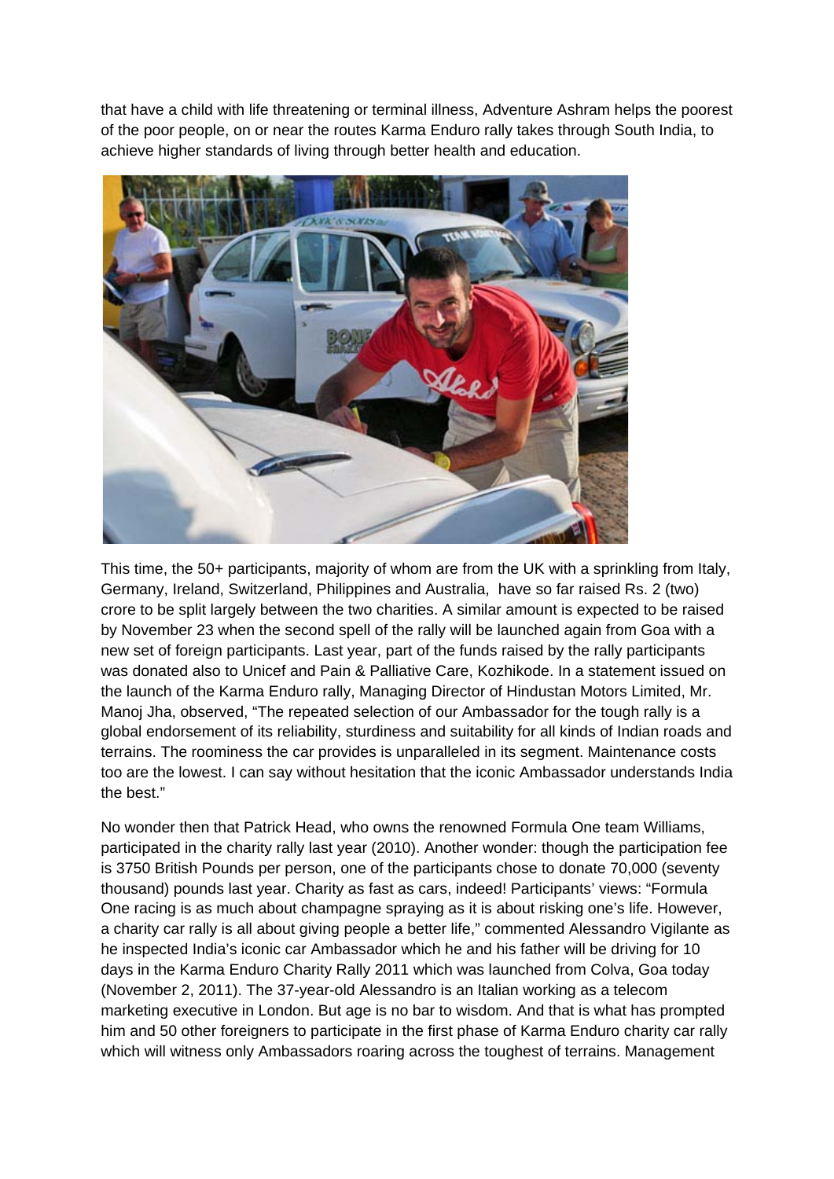that have a child with life threatening or terminal illness, Adventure Ashram helps the poorest of the poor people, on or near the routes Karma Enduro rally takes through South India, to achieve higher standards of living through better health and education.

This time, the 50+ participants, majority of whom are from the UK with a sprinkling from Italy, Germany, Ireland, Switzerland, Philippines and Australia, have so far raised Rs. 2 (two) crore to be split largely between the two charities. A similar amount is expected to be raised by November 23 when the second spell of the rally will be launched again from Goa with a new set of foreign participants. Last year, part of the funds raised by the rally participants was donated also to Unicef and Pain & Palliative Care, Kozhikode. In a statement issued on the launch of the Karma Enduro rally, Managing Director of Hindustan Motors Limited, Mr. Manoj Jha, observed, "The repeated selection of our Ambassador for the tough rally is a global endorsement of its reliability, sturdiness and suitability for all kinds of Indian roads and terrains. The roominess the car provides is unparalleled in its segment. Maintenance costs too are the lowest. I can say without hesitation that the iconic Ambassador understands India the best."

No wonder then that Patrick Head, who owns the renowned Formula One team Williams, participated in the charity rally last year (2010). Another wonder: though the participation fee is 3750 British Pounds per person, one of the participants chose to donate 70,000 (seventy thousand) pounds last year. Charity as fast as cars, indeed! Participants' views: "Formula One racing is as much about champagne spraying as it is about risking one's life. However, a charity car rally is all about giving people a better life," commented Alessandro Vigilante as he inspected India's iconic car Ambassador which he and his father will be driving for 10 days in the Karma Enduro Charity Rally 2011 which was launched from Colva, Goa today (November 2, 2011). The 37-year-old Alessandro is an Italian working as a telecom marketing executive in London. But age is no bar to wisdom. And that is what has prompted him and 50 other foreigners to participate in the first phase of Karma Enduro charity car rally which will witness only Ambassadors roaring across the toughest of terrains. Management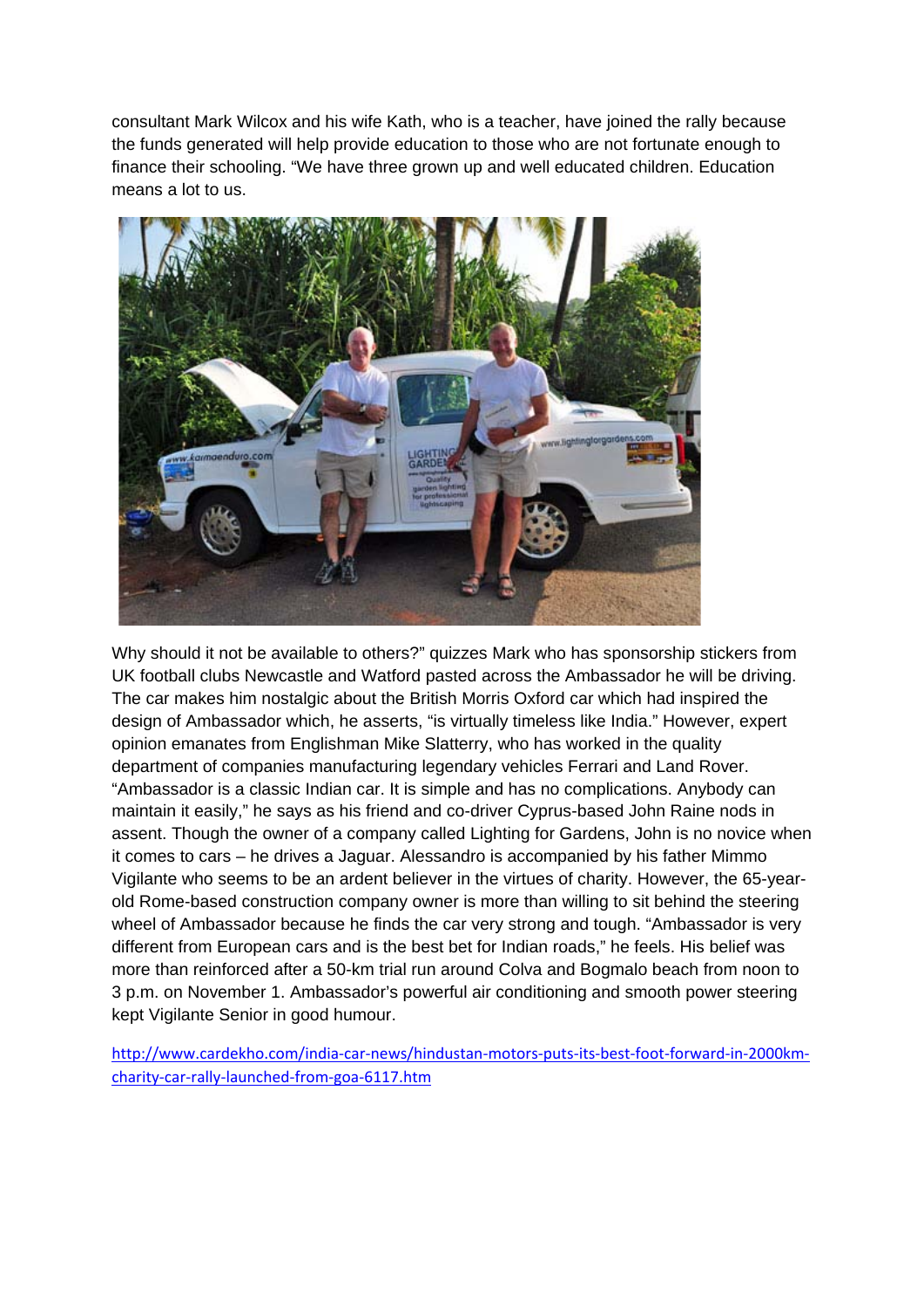consultant Mark Wilcox and his wife Kath, who is a teacher, have joined the rally because the funds generated will help provide education to those who are not fortunate enough to finance their schooling. "We have three grown up and well educated children. Education means a lot to us.

Why should it not be available to others?" quizzes Mark who has sponsorship stickers from UK football clubs Newcastle and Watford pasted across the Ambassador he will be driving. The car makes him nostalgic about the British Morris Oxford car which had inspired the design of Ambassador which, he asserts, "is virtually timeless like India." However, expert opinion emanates from Englishman Mike Slatterry, who has worked in the quality department of companies manufacturing legendary vehicles Ferrari and Land Rover. "Ambassador is a classic Indian car. It is simple and has no complications. Anybody can maintain it easily," he says as his friend and co-driver Cyprus-based John Raine nods in assent. Though the owner of a company called Lighting for Gardens, John is no novice when it comes to cars – he drives a Jaguar. Alessandro is accompanied by his father Mimmo Vigilante who seems to be an ardent believer in the virtues of charity. However, the 65-year-old Rome-based construction company owner is more than willing to sit behind the steering wheel of Ambassador because he finds the car very strong and tough. "Ambassador is very different from European cars and is the best bet for Indian roads," he feels. His belief was more than reinforced after a 50-km trial run around Colva and Bogmalo beach from noon to 3 p.m. on November 1. Ambassador's powerful air conditioning and smooth power steering kept Vigilante Senior in good humour.

http://www.cardekho.com/india-car-news/hindustan-motors-puts-its-best-foot-forward-in-2000km-charity-car-rally-launched-from-goa-6117.htm